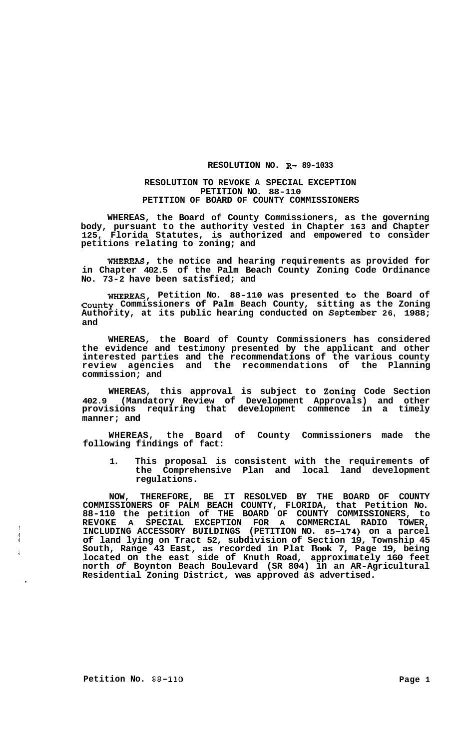**RESOLUTION NO. R- 89-1033**

**RESOLUTION TO REVOKE A SPECIAL EXCEPTION**
**PETITION NO. 88-110**
**PETITION OF BOARD OF COUNTY COMMISSIONERS**

**WHEREAS, the Board of County Commissioners, as the governing body, pursuant to the authority vested in Chapter 163 and Chapter 125, Florida Statutes, is authorized and empowered to consider petitions relating to zoning; and**

**WHEREAS, the notice and hearing requirements as provided for in Chapter 402.5 of the Palm Beach County Zoning Code Ordinance No. 73-2 have been satisfied; and**

**WHEREAS, Petition No. 88-110 was presented to the Board of County Commissioners of Palm Beach County, sitting as the Zoning Authority, at its public hearing conducted on September 26, 1988; and**

**WHEREAS, the Board of County Commissioners has considered the evidence and testimony presented by the applicant and other interested parties and the recommendations of the various county review agencies and the recommendations of the Planning commission; and**

**WHEREAS, this approval is subject to Zoning Code Section 402.9 (Mandatory Review of Development Approvals) and other provisions requiring that development commence in a timely manner; and**

**WHEREAS, the Board of County Commissioners made the following findings of fact:**

1. **This proposal is consistent with the requirements of the Comprehensive Plan and local land development regulations.**

**NOW, THEREFORE, BE IT RESOLVED BY THE BOARD OF COUNTY COMMISSIONERS OF PALM BEACH COUNTY, FLORIDA, that Petition No. 88-110 the petition of THE BOARD OF COUNTY COMMISSIONERS, to REVOKE A SPECIAL EXCEPTION FOR A COMMERCIAL RADIO TOWER, INCLUDING ACCESSORY BUILDINGS (PETITION NO. 85-174) on a parcel of land lying on Tract 52, subdivision of Section 19, Township 45 South, Range 43 East, as recorded in Plat Book 7, Page 19, being located on the east side of Knuth Road, approximately 160 feet north of Boynton Beach Boulevard (SR 804) in an AR-Agricultural Residential Zoning District, was approved as advertised.**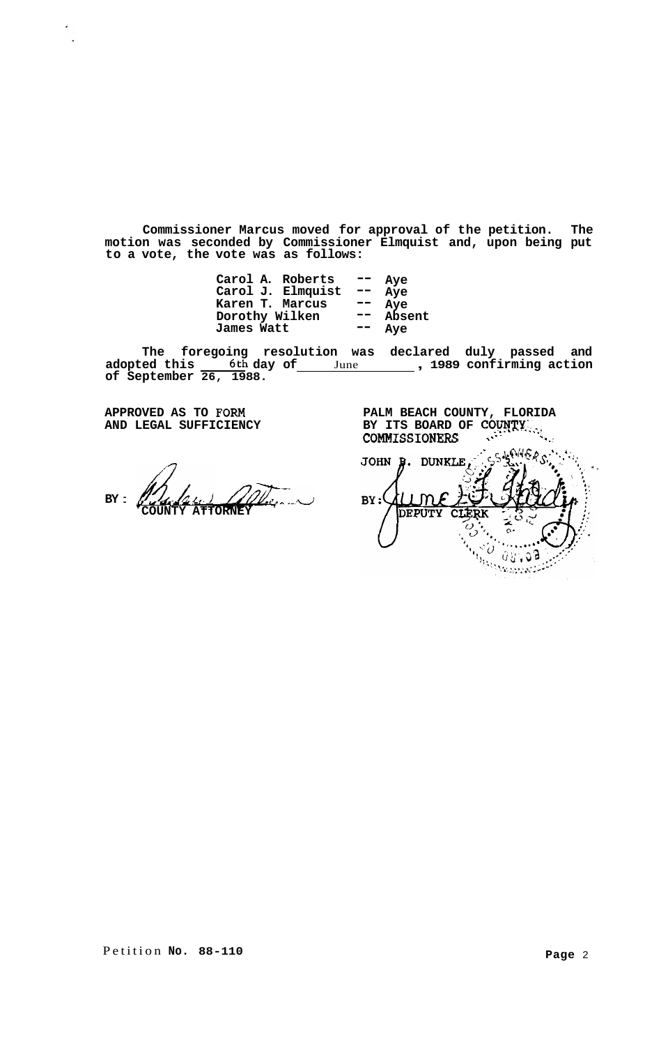Commissioner Marcus moved for approval of the petition. The motion was seconded by Commissioner Elmquist and, upon being put to a vote, the vote was as follows:

| | | |
|---|---|---|
| Carol A. Roberts | -- | Aye |
| Carol J. Elmquist | -- | Aye |
| Karen T. Marcus | -- | Aye |
| Dorothy Wilken | -- | Absent |
| James Watt | -- | Aye |

The foregoing resolution was declared duly passed and adopted this 6th day of June, 1989 confirming action of September 26, 1988.

APPROVED AS TO FORM
AND LEGAL SUFFICIENCY

BY: ______________________
COUNTY ATTORNEY

PALM BEACH COUNTY, FLORIDA
BY ITS BOARD OF COUNTY
COMMISSIONERS

JOHN B. DUNKLE,

BY: ______________________
DEPUTY CLERK

Petition No. 88-110